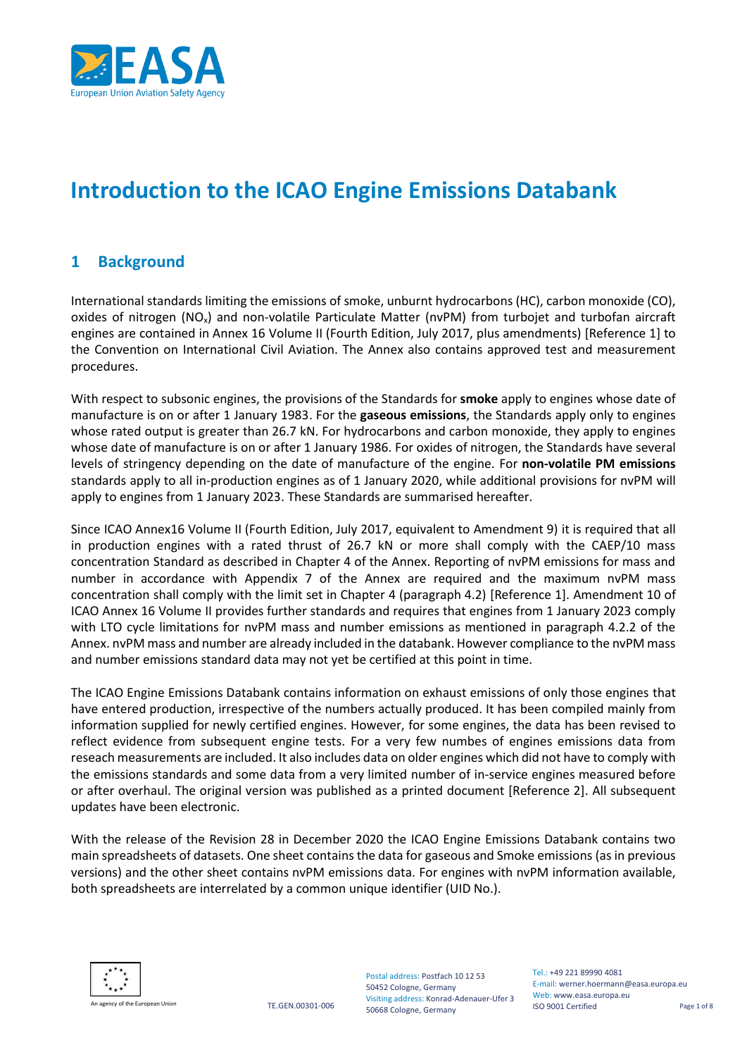# Introduction to the ICAO Engine Emissions Databank

## 1 Background

International standards limiting the emissions of smoke, unburnt hydrocarbons (HC), carbon monoxide (CO), oxides of nitrogen ($NO_x$) and non-volatile Particulate Matter (nvPM) from turbojet and turbofan aircraft engines are contained in Annex 16 Volume II (Fourth Edition, July 2017, plus amendments) [Reference 1] to the Convention on International Civil Aviation. The Annex also contains approved test and measurement procedures.

With respect to subsonic engines, the provisions of the Standards for **smoke** apply to engines whose date of manufacture is on or after 1 January 1983. For the **gaseous emissions**, the Standards apply only to engines whose rated output is greater than 26.7 kN. For hydrocarbons and carbon monoxide, they apply to engines whose date of manufacture is on or after 1 January 1986. For oxides of nitrogen, the Standards have several levels of stringency depending on the date of manufacture of the engine. For **non-volatile PM emissions** standards apply to all in-production engines as of 1 January 2020, while additional provisions for nvPM will apply to engines from 1 January 2023. These Standards are summarised hereafter.

Since ICAO Annex16 Volume II (Fourth Edition, July 2017, equivalent to Amendment 9) it is required that all in production engines with a rated thrust of 26.7 kN or more shall comply with the CAEP/10 mass concentration Standard as described in Chapter 4 of the Annex. Reporting of nvPM emissions for mass and number in accordance with Appendix 7 of the Annex are required and the maximum nvPM mass concentration shall comply with the limit set in Chapter 4 (paragraph 4.2) [Reference 1]. Amendment 10 of ICAO Annex 16 Volume II provides further standards and requires that engines from 1 January 2023 comply with LTO cycle limitations for nvPM mass and number emissions as mentioned in paragraph 4.2.2 of the Annex. nvPM mass and number are already included in the databank. However compliance to the nvPM mass and number emissions standard data may not yet be certified at this point in time.

The ICAO Engine Emissions Databank contains information on exhaust emissions of only those engines that have entered production, irrespective of the numbers actually produced. It has been compiled mainly from information supplied for newly certified engines. However, for some engines, the data has been revised to reflect evidence from subsequent engine tests. For a very few numbes of engines emissions data from reseach measurements are included. It also includes data on older engines which did not have to comply with the emissions standards and some data from a very limited number of in-service engines measured before or after overhaul. The original version was published as a printed document [Reference 2]. All subsequent updates have been electronic.

With the release of the Revision 28 in December 2020 the ICAO Engine Emissions Databank contains two main spreadsheets of datasets. One sheet contains the data for gaseous and Smoke emissions (as in previous versions) and the other sheet contains nvPM emissions data. For engines with nvPM information available, both spreadsheets are interrelated by a common unique identifier (UID No.).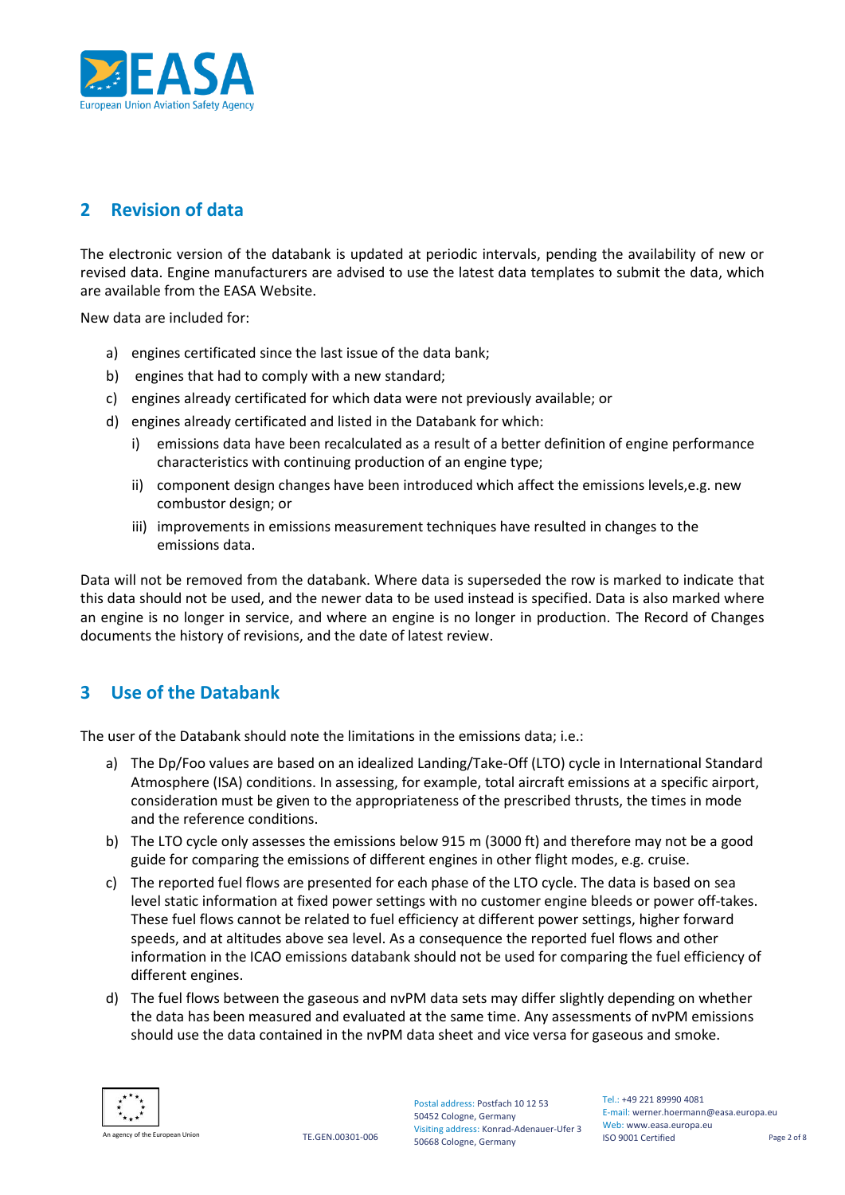## 2 Revision of data

The electronic version of the databank is updated at periodic intervals, pending the availability of new or revised data. Engine manufacturers are advised to use the latest data templates to submit the data, which are available from the EASA Website.

New data are included for:

a) engines certificated since the last issue of the data bank;
b) engines that had to comply with a new standard;
c) engines already certificated for which data were not previously available; or
d) engines already certificated and listed in the Databank for which:
   i) emissions data have been recalculated as a result of a better definition of engine performance characteristics with continuing production of an engine type;
   ii) component design changes have been introduced which affect the emissions levels,e.g. new combustor design; or
   iii) improvements in emissions measurement techniques have resulted in changes to the emissions data.

Data will not be removed from the databank. Where data is superseded the row is marked to indicate that this data should not be used, and the newer data to be used instead is specified. Data is also marked where an engine is no longer in service, and where an engine is no longer in production. The Record of Changes documents the history of revisions, and the date of latest review.

## 3 Use of the Databank

The user of the Databank should note the limitations in the emissions data; i.e.:

a) The Dp/Foo values are based on an idealized Landing/Take-Off (LTO) cycle in International Standard Atmosphere (ISA) conditions. In assessing, for example, total aircraft emissions at a specific airport, consideration must be given to the appropriateness of the prescribed thrusts, the times in mode and the reference conditions.
b) The LTO cycle only assesses the emissions below 915 m (3000 ft) and therefore may not be a good guide for comparing the emissions of different engines in other flight modes, e.g. cruise.
c) The reported fuel flows are presented for each phase of the LTO cycle. The data is based on sea level static information at fixed power settings with no customer engine bleeds or power off-takes. These fuel flows cannot be related to fuel efficiency at different power settings, higher forward speeds, and at altitudes above sea level. As a consequence the reported fuel flows and other information in the ICAO emissions databank should not be used for comparing the fuel efficiency of different engines.
d) The fuel flows between the gaseous and nvPM data sets may differ slightly depending on whether the data has been measured and evaluated at the same time. Any assessments of nvPM emissions should use the data contained in the nvPM data sheet and vice versa for gaseous and smoke.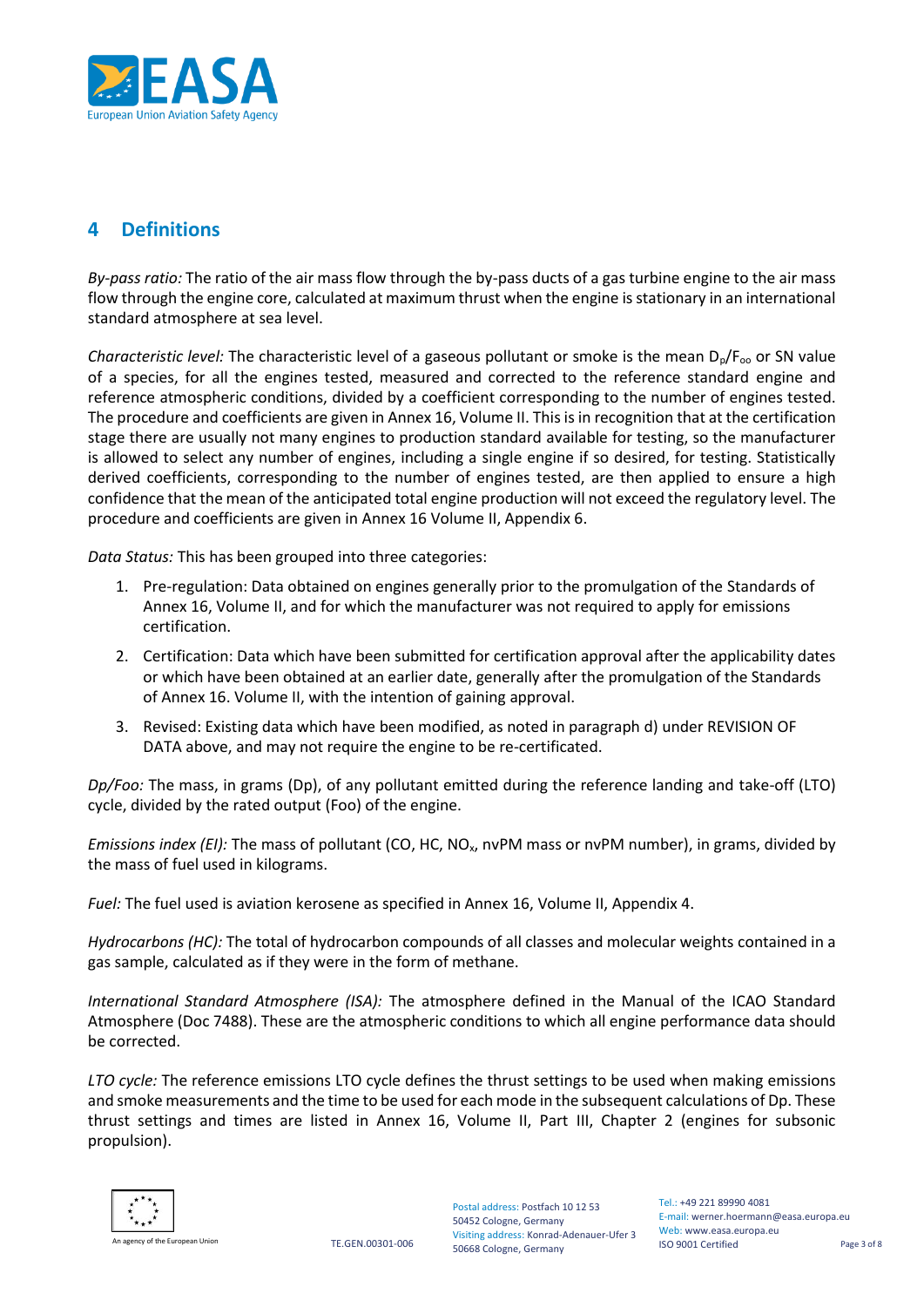## 4 Definitions

*By-pass ratio:* The ratio of the air mass flow through the by-pass ducts of a gas turbine engine to the air mass flow through the engine core, calculated at maximum thrust when the engine is stationary in an international standard atmosphere at sea level.

*Characteristic level:* The characteristic level of a gaseous pollutant or smoke is the mean $D_p/F_{oo}$ or SN value of a species, for all the engines tested, measured and corrected to the reference standard engine and reference atmospheric conditions, divided by a coefficient corresponding to the number of engines tested. The procedure and coefficients are given in Annex 16, Volume II. This is in recognition that at the certification stage there are usually not many engines to production standard available for testing, so the manufacturer is allowed to select any number of engines, including a single engine if so desired, for testing. Statistically derived coefficients, corresponding to the number of engines tested, are then applied to ensure a high confidence that the mean of the anticipated total engine production will not exceed the regulatory level. The procedure and coefficients are given in Annex 16 Volume II, Appendix 6.

*Data Status:* This has been grouped into three categories:

1. Pre-regulation: Data obtained on engines generally prior to the promulgation of the Standards of Annex 16, Volume II, and for which the manufacturer was not required to apply for emissions certification.
2. Certification: Data which have been submitted for certification approval after the applicability dates or which have been obtained at an earlier date, generally after the promulgation of the Standards of Annex 16. Volume II, with the intention of gaining approval.
3. Revised: Existing data which have been modified, as noted in paragraph d) under REVISION OF DATA above, and may not require the engine to be re-certificated.

*Dp/Foo:* The mass, in grams (Dp), of any pollutant emitted during the reference landing and take-off (LTO) cycle, divided by the rated output (Foo) of the engine.

*Emissions index (EI):* The mass of pollutant (CO, HC, $NO_x$, nvPM mass or nvPM number), in grams, divided by the mass of fuel used in kilograms.

*Fuel:* The fuel used is aviation kerosene as specified in Annex 16, Volume II, Appendix 4.

*Hydrocarbons (HC):* The total of hydrocarbon compounds of all classes and molecular weights contained in a gas sample, calculated as if they were in the form of methane.

*International Standard Atmosphere (ISA):* The atmosphere defined in the Manual of the ICAO Standard Atmosphere (Doc 7488). These are the atmospheric conditions to which all engine performance data should be corrected.

*LTO cycle:* The reference emissions LTO cycle defines the thrust settings to be used when making emissions and smoke measurements and the time to be used for each mode in the subsequent calculations of Dp. These thrust settings and times are listed in Annex 16, Volume II, Part III, Chapter 2 (engines for subsonic propulsion).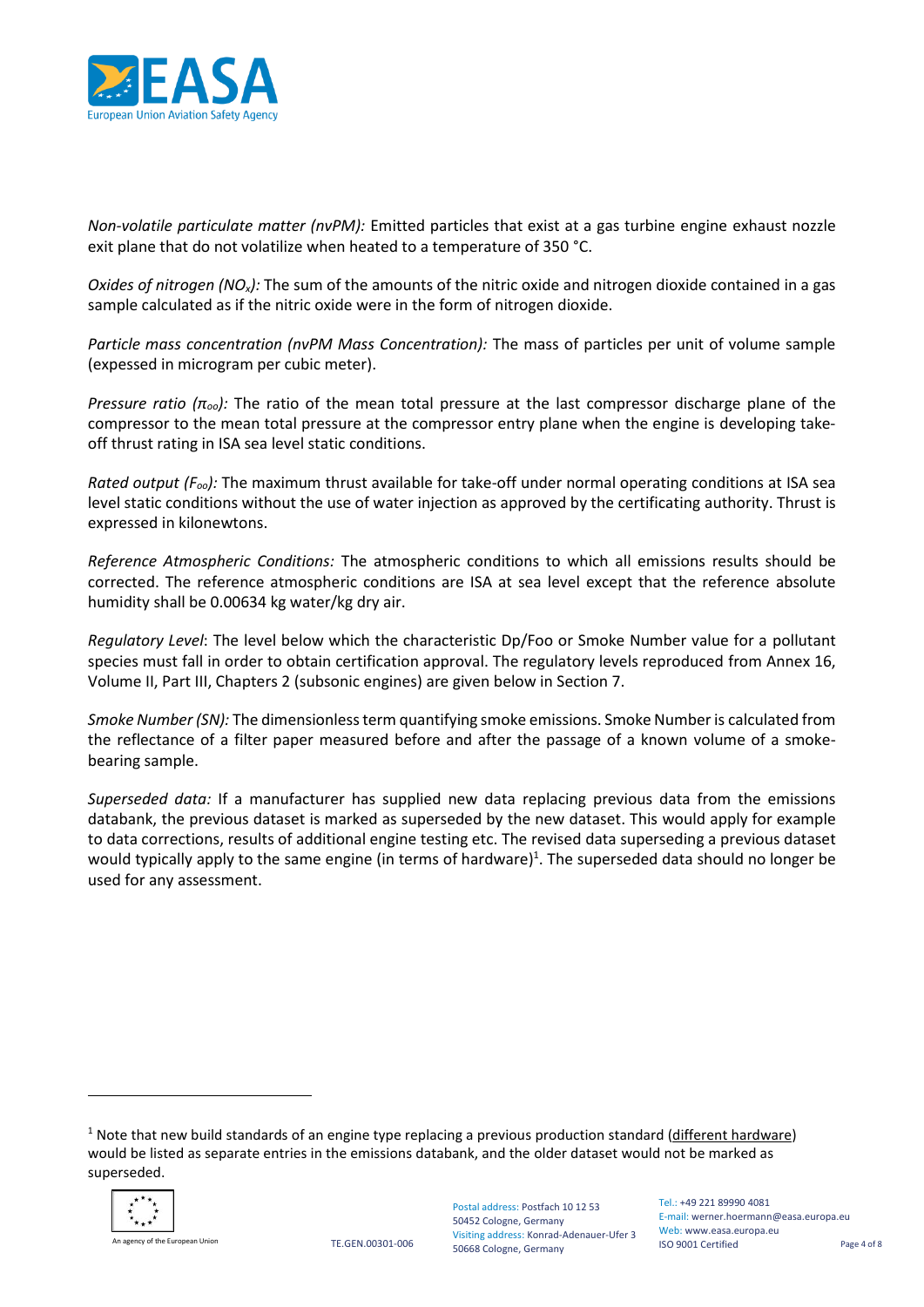*Non-volatile particulate matter (nvPM):* Emitted particles that exist at a gas turbine engine exhaust nozzle exit plane that do not volatilize when heated to a temperature of 350 °C.

*Oxides of nitrogen ($NO_x$):* The sum of the amounts of the nitric oxide and nitrogen dioxide contained in a gas sample calculated as if the nitric oxide were in the form of nitrogen dioxide.

*Particle mass concentration (nvPM Mass Concentration):* The mass of particles per unit of volume sample (expressed in microgram per cubic meter).

*Pressure ratio ($\pi_{oo}$):* The ratio of the mean total pressure at the last compressor discharge plane of the compressor to the mean total pressure at the compressor entry plane when the engine is developing take-off thrust rating in ISA sea level static conditions.

*Rated output ($F_{oo}$):* The maximum thrust available for take-off under normal operating conditions at ISA sea level static conditions without the use of water injection as approved by the certificating authority. Thrust is expressed in kilonewtons.

*Reference Atmospheric Conditions:* The atmospheric conditions to which all emissions results should be corrected. The reference atmospheric conditions are ISA at sea level except that the reference absolute humidity shall be 0.00634 kg water/kg dry air.

*Regulatory Level*: The level below which the characteristic Dp/Foo or Smoke Number value for a pollutant species must fall in order to obtain certification approval. The regulatory levels reproduced from Annex 16, Volume II, Part III, Chapters 2 (subsonic engines) are given below in Section 7.

*Smoke Number (SN):* The dimensionless term quantifying smoke emissions. Smoke Number is calculated from the reflectance of a filter paper measured before and after the passage of a known volume of a smoke-bearing sample.

*Superseded data:* If a manufacturer has supplied new data replacing previous data from the emissions databank, the previous dataset is marked as superseded by the new dataset. This would apply for example to data corrections, results of additional engine testing etc. The revised data superseding a previous dataset would typically apply to the same engine (in terms of hardware)[1]. The superseded data should no longer be used for any assessment.

---

[1] Note that new build standards of an engine type replacing a previous production standard (different hardware) would be listed as separate entries in the emissions databank, and the older dataset would not be marked as superseded.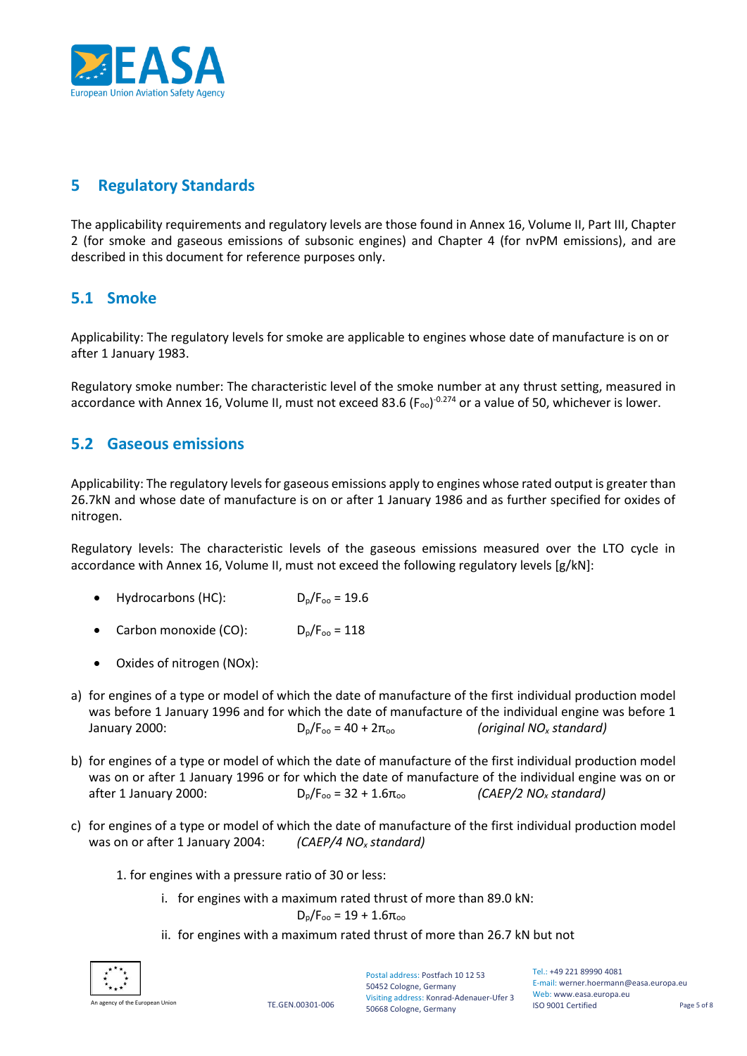## 5 Regulatory Standards

The applicability requirements and regulatory levels are those found in Annex 16, Volume II, Part III, Chapter 2 (for smoke and gaseous emissions of subsonic engines) and Chapter 4 (for nvPM emissions), and are described in this document for reference purposes only.

### 5.1 Smoke

Applicability: The regulatory levels for smoke are applicable to engines whose date of manufacture is on or after 1 January 1983.

Regulatory smoke number: The characteristic level of the smoke number at any thrust setting, measured in accordance with Annex 16, Volume II, must not exceed $83.6\ (F_{oo})^{-0.274}$ or a value of 50, whichever is lower.

### 5.2 Gaseous emissions

Applicability: The regulatory levels for gaseous emissions apply to engines whose rated output is greater than 26.7kN and whose date of manufacture is on or after 1 January 1986 and as further specified for oxides of nitrogen.

Regulatory levels: The characteristic levels of the gaseous emissions measured over the LTO cycle in accordance with Annex 16, Volume II, must not exceed the following regulatory levels [g/kN]:

- Hydrocarbons (HC): $D_p/F_{oo} = 19.6$
- Carbon monoxide (CO): $D_p/F_{oo} = 118$
- Oxides of nitrogen (NOx):

a) for engines of a type or model of which the date of manufacture of the first individual production model was before 1 January 1996 and for which the date of manufacture of the individual engine was before 1 January 2000: $D_p/F_{oo} = 40 + 2\pi_{oo}$ *(original $NO_x$ standard)*

b) for engines of a type or model of which the date of manufacture of the first individual production model was on or after 1 January 1996 or for which the date of manufacture of the individual engine was on or after 1 January 2000: $D_p/F_{oo} = 32 + 1.6\pi_{oo}$ *(CAEP/2 $NO_x$ standard)*

c) for engines of a type or model of which the date of manufacture of the first individual production model was on or after 1 January 2004: *(CAEP/4 $NO_x$ standard)*

  1. for engines with a pressure ratio of 30 or less:

     i. for engines with a maximum rated thrust of more than 89.0 kN:

     $$D_p/F_{oo} = 19 + 1.6\pi_{oo}$$

     ii. for engines with a maximum rated thrust of more than 26.7 kN but not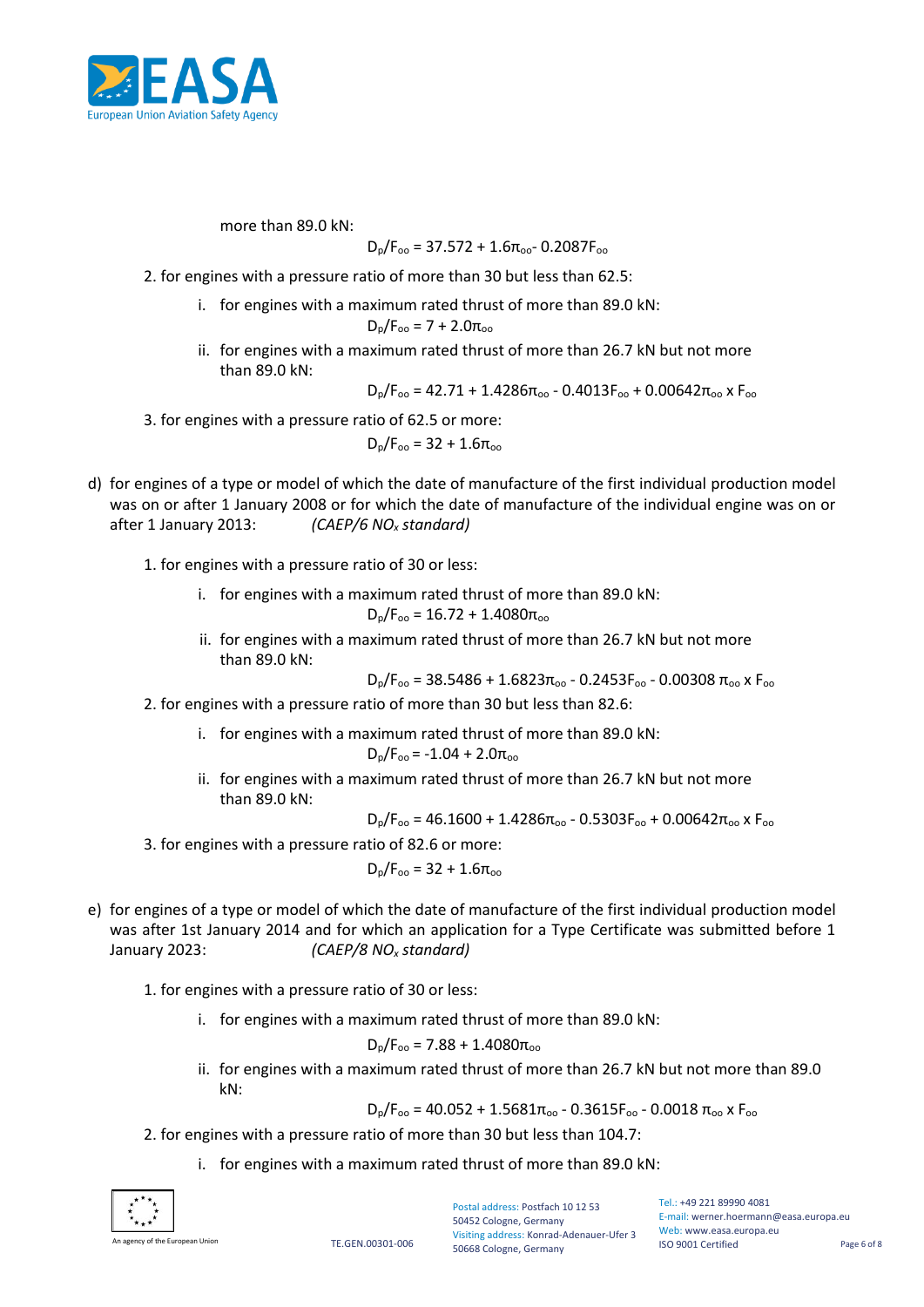more than 89.0 kN:

$$D_p/F_{oo} = 37.572 + 1.6\pi_{oo} - 0.2087F_{oo}$$

2. for engines with a pressure ratio of more than 30 but less than 62.5:
   i. for engines with a maximum rated thrust of more than 89.0 kN:
   $$D_p/F_{oo} = 7 + 2.0\pi_{oo}$$
   ii. for engines with a maximum rated thrust of more than 26.7 kN but not more than 89.0 kN:
   $$D_p/F_{oo} = 42.71 + 1.4286\pi_{oo} - 0.4013F_{oo} + 0.00642\pi_{oo} \times F_{oo}$$
3. for engines with a pressure ratio of 62.5 or more:
   $$D_p/F_{oo} = 32 + 1.6\pi_{oo}$$

d) for engines of a type or model of which the date of manufacture of the first individual production model was on or after 1 January 2008 or for which the date of manufacture of the individual engine was on or after 1 January 2013: *(CAEP/6 $NO_x$ standard)*

1. for engines with a pressure ratio of 30 or less:
   i. for engines with a maximum rated thrust of more than 89.0 kN:
   $$D_p/F_{oo} = 16.72 + 1.4080\pi_{oo}$$
   ii. for engines with a maximum rated thrust of more than 26.7 kN but not more than 89.0 kN:
   $$D_p/F_{oo} = 38.5486 + 1.6823\pi_{oo} - 0.2453F_{oo} - 0.00308\,\pi_{oo} \times F_{oo}$$
2. for engines with a pressure ratio of more than 30 but less than 82.6:
   i. for engines with a maximum rated thrust of more than 89.0 kN:
   $$D_p/F_{oo} = -1.04 + 2.0\pi_{oo}$$
   ii. for engines with a maximum rated thrust of more than 26.7 kN but not more than 89.0 kN:
   $$D_p/F_{oo} = 46.1600 + 1.4286\pi_{oo} - 0.5303F_{oo} + 0.00642\pi_{oo} \times F_{oo}$$
3. for engines with a pressure ratio of 82.6 or more:
   $$D_p/F_{oo} = 32 + 1.6\pi_{oo}$$

e) for engines of a type or model of which the date of manufacture of the first individual production model was after 1st January 2014 and for which an application for a Type Certificate was submitted before 1 January 2023: *(CAEP/8 $NO_x$ standard)*

1. for engines with a pressure ratio of 30 or less:
   i. for engines with a maximum rated thrust of more than 89.0 kN:
   $$D_p/F_{oo} = 7.88 + 1.4080\pi_{oo}$$
   ii. for engines with a maximum rated thrust of more than 26.7 kN but not more than 89.0 kN:
   $$D_p/F_{oo} = 40.052 + 1.5681\pi_{oo} - 0.3615F_{oo} - 0.0018\,\pi_{oo} \times F_{oo}$$
2. for engines with a pressure ratio of more than 30 but less than 104.7:
   i. for engines with a maximum rated thrust of more than 89.0 kN: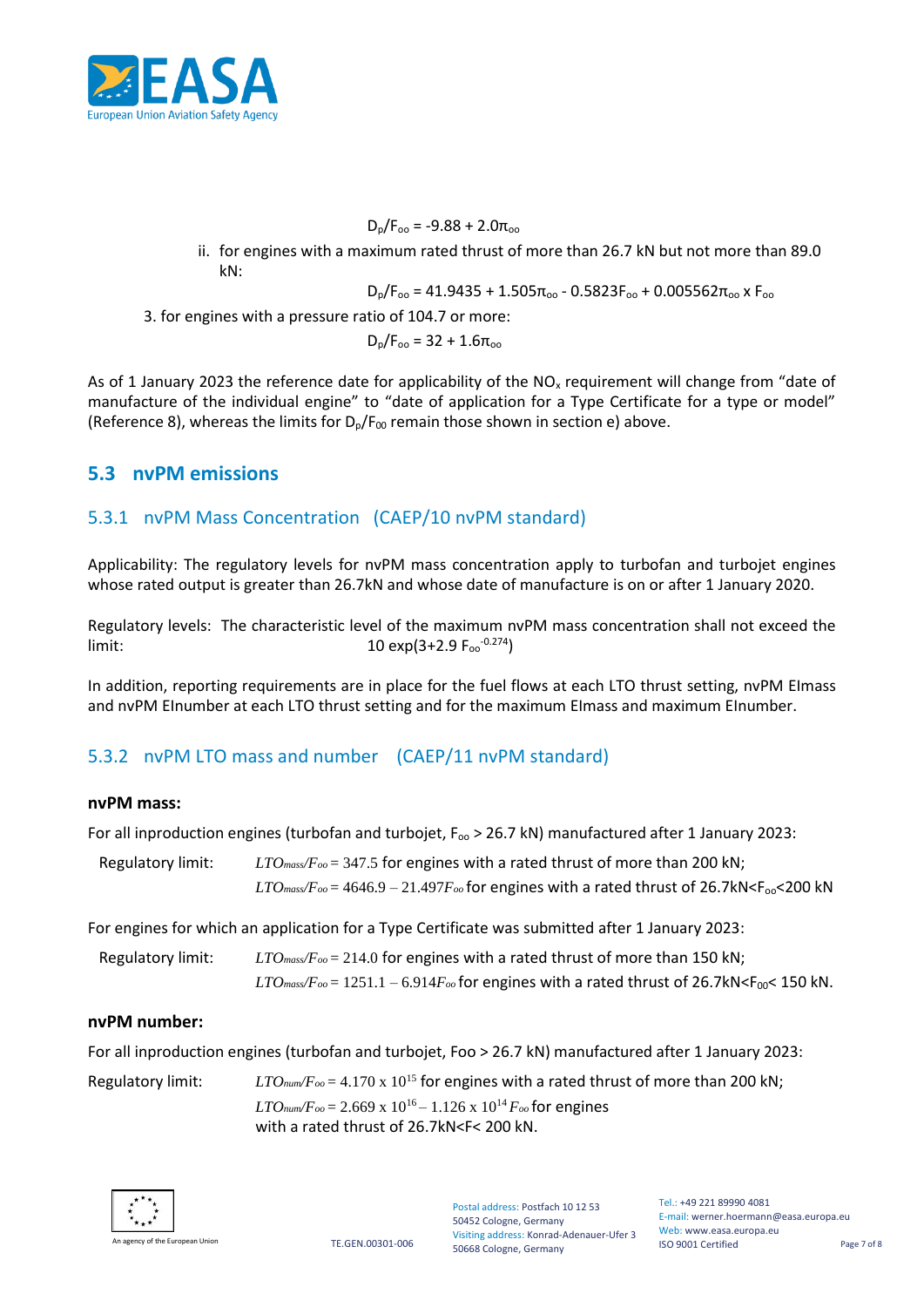$$D_p/F_{oo} = -9.88 + 2.0\pi_{oo}$$

ii. for engines with a maximum rated thrust of more than 26.7 kN but not more than 89.0 kN:

$$D_p/F_{oo} = 41.9435 + 1.505\pi_{oo} - 0.5823F_{oo} + 0.005562\pi_{oo} \times F_{oo}$$

3. for engines with a pressure ratio of 104.7 or more:

$$D_p/F_{oo} = 32 + 1.6\pi_{oo}$$

As of 1 January 2023 the reference date for applicability of the $NO_x$ requirement will change from "date of manufacture of the individual engine" to "date of application for a Type Certificate for a type or model" (Reference 8), whereas the limits for $D_p/F_{00}$ remain those shown in section e) above.

## 5.3 nvPM emissions

### 5.3.1 nvPM Mass Concentration (CAEP/10 nvPM standard)

Applicability: The regulatory levels for nvPM mass concentration apply to turbofan and turbojet engines whose rated output is greater than 26.7kN and whose date of manufacture is on or after 1 January 2020.

Regulatory levels: The characteristic level of the maximum nvPM mass concentration shall not exceed the limit: $10 \exp(3+2.9\, F_{oo}^{-0.274})$

In addition, reporting requirements are in place for the fuel flows at each LTO thrust setting, nvPM EImass and nvPM EInumber at each LTO thrust setting and for the maximum EImass and maximum EInumber.

### 5.3.2 nvPM LTO mass and number (CAEP/11 nvPM standard)

**nvPM mass:**

For all inproduction engines (turbofan and turbojet, $F_{oo}$ > 26.7 kN) manufactured after 1 January 2023:

Regulatory limit: $LTO_{mass}/F_{oo} = 347.5$ for engines with a rated thrust of more than 200 kN;
$LTO_{mass}/F_{oo} = 4646.9 - 21.497F_{oo}$ for engines with a rated thrust of 26.7kN<$F_{oo}$<200 kN

For engines for which an application for a Type Certificate was submitted after 1 January 2023:

Regulatory limit: $LTO_{mass}/F_{oo} = 214.0$ for engines with a rated thrust of more than 150 kN;
$LTO_{mass}/F_{oo} = 1251.1 - 6.914F_{oo}$ for engines with a rated thrust of 26.7kN<$F_{00}$< 150 kN.

**nvPM number:**

For all inproduction engines (turbofan and turbojet, Foo > 26.7 kN) manufactured after 1 January 2023:

Regulatory limit: $LTO_{num}/F_{oo} = 4.170 \times 10^{15}$ for engines with a rated thrust of more than 200 kN;
$LTO_{num}/F_{oo} = 2.669 \times 10^{16} - 1.126 \times 10^{14} F_{oo}$ for engines with a rated thrust of 26.7kN<F< 200 kN.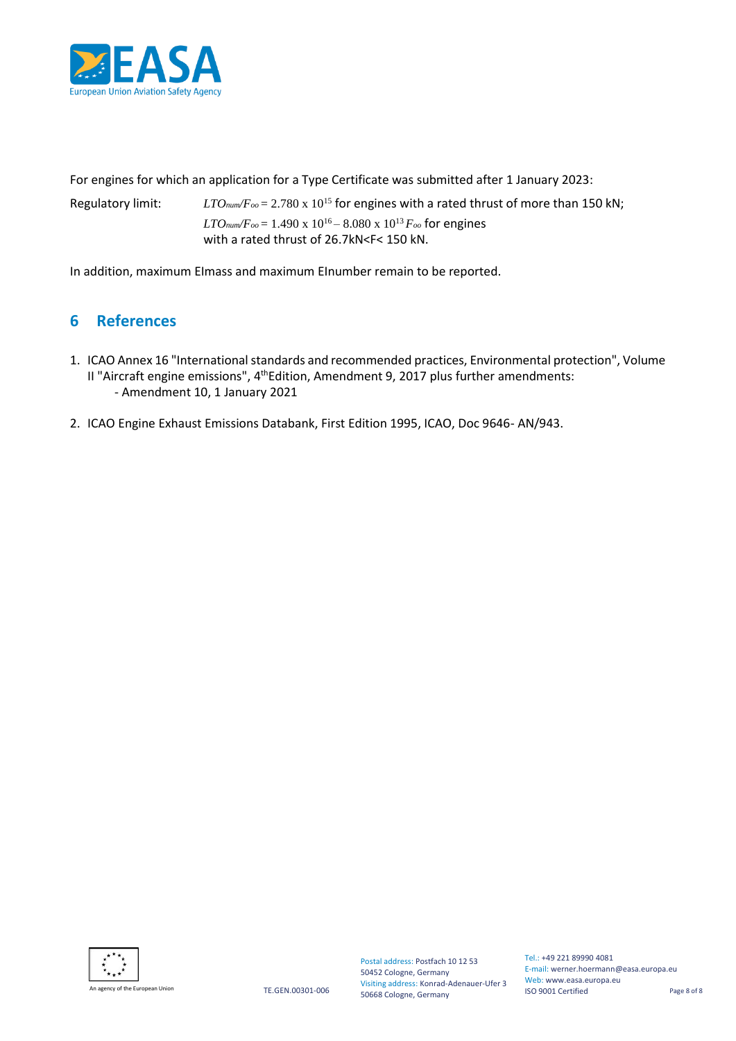For engines for which an application for a Type Certificate was submitted after 1 January 2023:

Regulatory limit: $LTO_{num}/F_{oo} = 2.780 \times 10^{15}$ for engines with a rated thrust of more than 150 kN;

$LTO_{num}/F_{oo} = 1.490 \times 10^{16} - 8.080 \times 10^{13} F_{oo}$ for engines with a rated thrust of 26.7kN<F< 150 kN.

In addition, maximum EImass and maximum EInumber remain to be reported.

## 6 References

1. ICAO Annex 16 "International standards and recommended practices, Environmental protection", Volume II "Aircraft engine emissions", 4th Edition, Amendment 9, 2017 plus further amendments:
   - Amendment 10, 1 January 2021

2. ICAO Engine Exhaust Emissions Databank, First Edition 1995, ICAO, Doc 9646- AN/943.